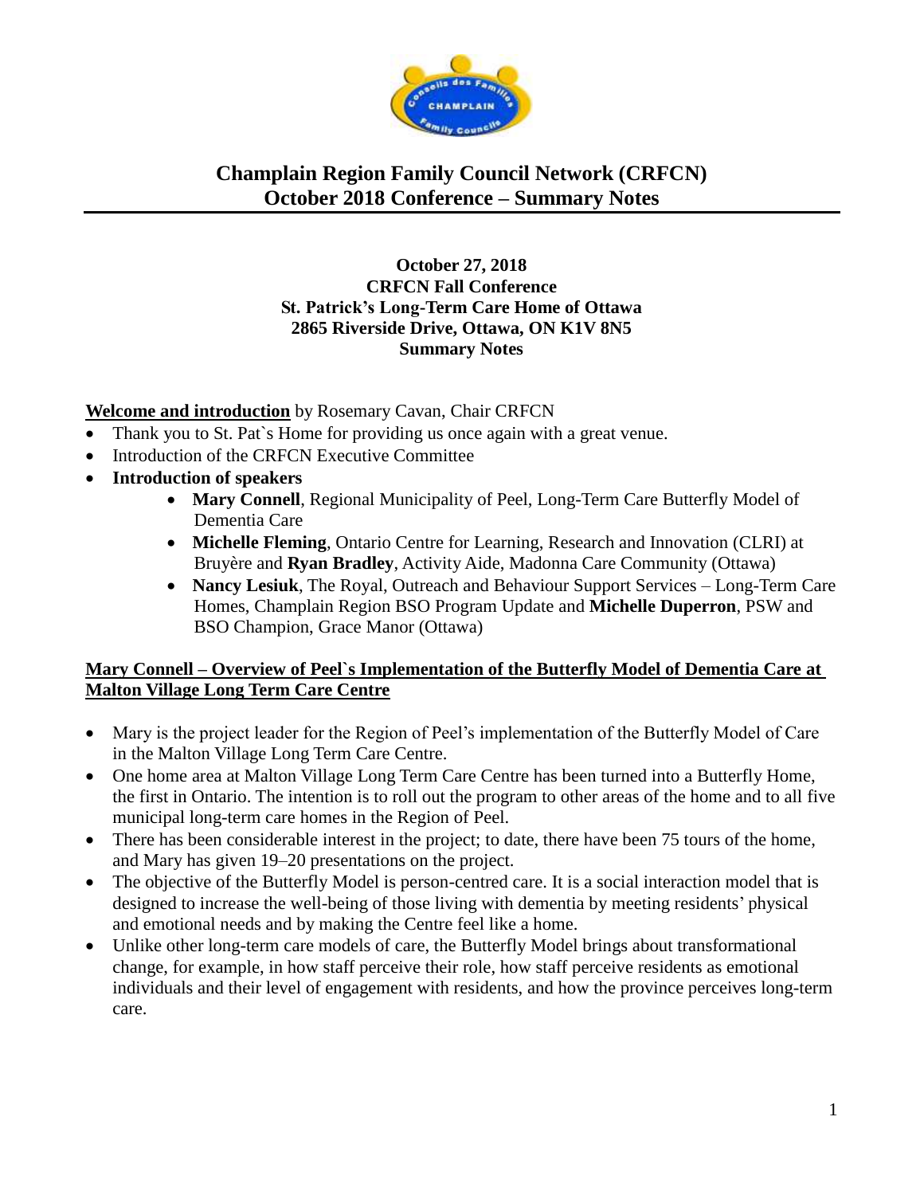# Champlain Region Family Council Network (CRFCN)
# October 2018 Conference – Summary Notes

**October 27, 2018**
**CRFCN Fall Conference**
**St. Patrick's Long-Term Care Home of Ottawa**
**2865 Riverside Drive, Ottawa, ON K1V 8N5**
**Summary Notes**

**Welcome and introduction** by Rosemary Cavan, Chair CRFCN

- Thank you to St. Pat`s Home for providing us once again with a great venue.
- Introduction of the CRFCN Executive Committee
- **Introduction of speakers**
  - **Mary Connell**, Regional Municipality of Peel, Long-Term Care Butterfly Model of Dementia Care
  - **Michelle Fleming**, Ontario Centre for Learning, Research and Innovation (CLRI) at Bruyère and **Ryan Bradley**, Activity Aide, Madonna Care Community (Ottawa)
  - **Nancy Lesiuk**, The Royal, Outreach and Behaviour Support Services – Long-Term Care Homes, Champlain Region BSO Program Update and **Michelle Duperron**, PSW and BSO Champion, Grace Manor (Ottawa)

**Mary Connell – Overview of Peel`s Implementation of the Butterfly Model of Dementia Care at Malton Village Long Term Care Centre**

- Mary is the project leader for the Region of Peel's implementation of the Butterfly Model of Care in the Malton Village Long Term Care Centre.
- One home area at Malton Village Long Term Care Centre has been turned into a Butterfly Home, the first in Ontario. The intention is to roll out the program to other areas of the home and to all five municipal long-term care homes in the Region of Peel.
- There has been considerable interest in the project; to date, there have been 75 tours of the home, and Mary has given 19–20 presentations on the project.
- The objective of the Butterfly Model is person-centred care. It is a social interaction model that is designed to increase the well-being of those living with dementia by meeting residents' physical and emotional needs and by making the Centre feel like a home.
- Unlike other long-term care models of care, the Butterfly Model brings about transformational change, for example, in how staff perceive their role, how staff perceive residents as emotional individuals and their level of engagement with residents, and how the province perceives long-term care.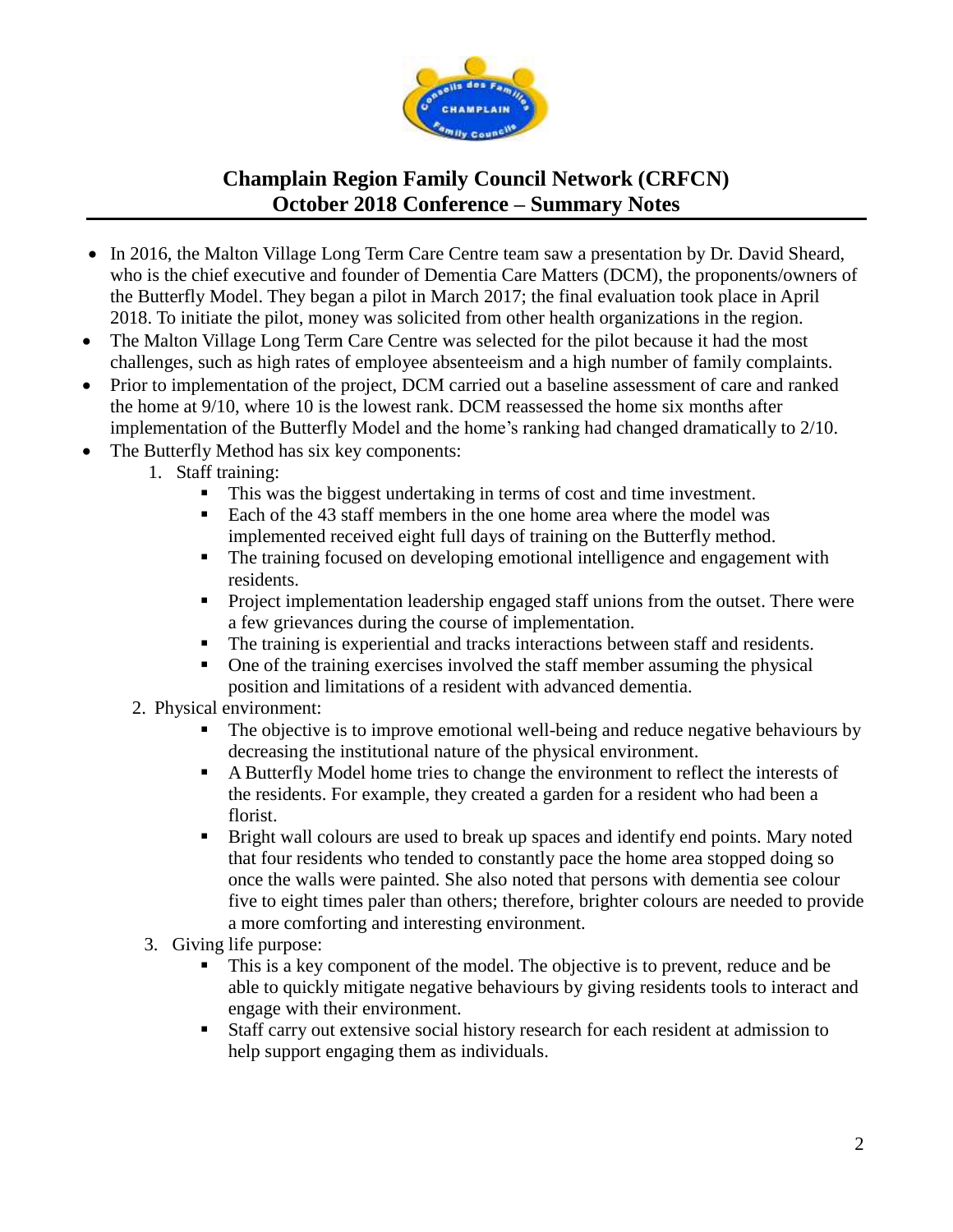## Champlain Region Family Council Network (CRFCN)
## October 2018 Conference – Summary Notes

- In 2016, the Malton Village Long Term Care Centre team saw a presentation by Dr. David Sheard, who is the chief executive and founder of Dementia Care Matters (DCM), the proponents/owners of the Butterfly Model. They began a pilot in March 2017; the final evaluation took place in April 2018. To initiate the pilot, money was solicited from other health organizations in the region.
- The Malton Village Long Term Care Centre was selected for the pilot because it had the most challenges, such as high rates of employee absenteeism and a high number of family complaints.
- Prior to implementation of the project, DCM carried out a baseline assessment of care and ranked the home at 9/10, where 10 is the lowest rank. DCM reassessed the home six months after implementation of the Butterfly Model and the home's ranking had changed dramatically to 2/10.
- The Butterfly Method has six key components:
  1. Staff training:
     - This was the biggest undertaking in terms of cost and time investment.
     - Each of the 43 staff members in the one home area where the model was implemented received eight full days of training on the Butterfly method.
     - The training focused on developing emotional intelligence and engagement with residents.
     - Project implementation leadership engaged staff unions from the outset. There were a few grievances during the course of implementation.
     - The training is experiential and tracks interactions between staff and residents.
     - One of the training exercises involved the staff member assuming the physical position and limitations of a resident with advanced dementia.
  2. Physical environment:
     - The objective is to improve emotional well-being and reduce negative behaviours by decreasing the institutional nature of the physical environment.
     - A Butterfly Model home tries to change the environment to reflect the interests of the residents. For example, they created a garden for a resident who had been a florist.
     - Bright wall colours are used to break up spaces and identify end points. Mary noted that four residents who tended to constantly pace the home area stopped doing so once the walls were painted. She also noted that persons with dementia see colour five to eight times paler than others; therefore, brighter colours are needed to provide a more comforting and interesting environment.
  3. Giving life purpose:
     - This is a key component of the model. The objective is to prevent, reduce and be able to quickly mitigate negative behaviours by giving residents tools to interact and engage with their environment.
     - Staff carry out extensive social history research for each resident at admission to help support engaging them as individuals.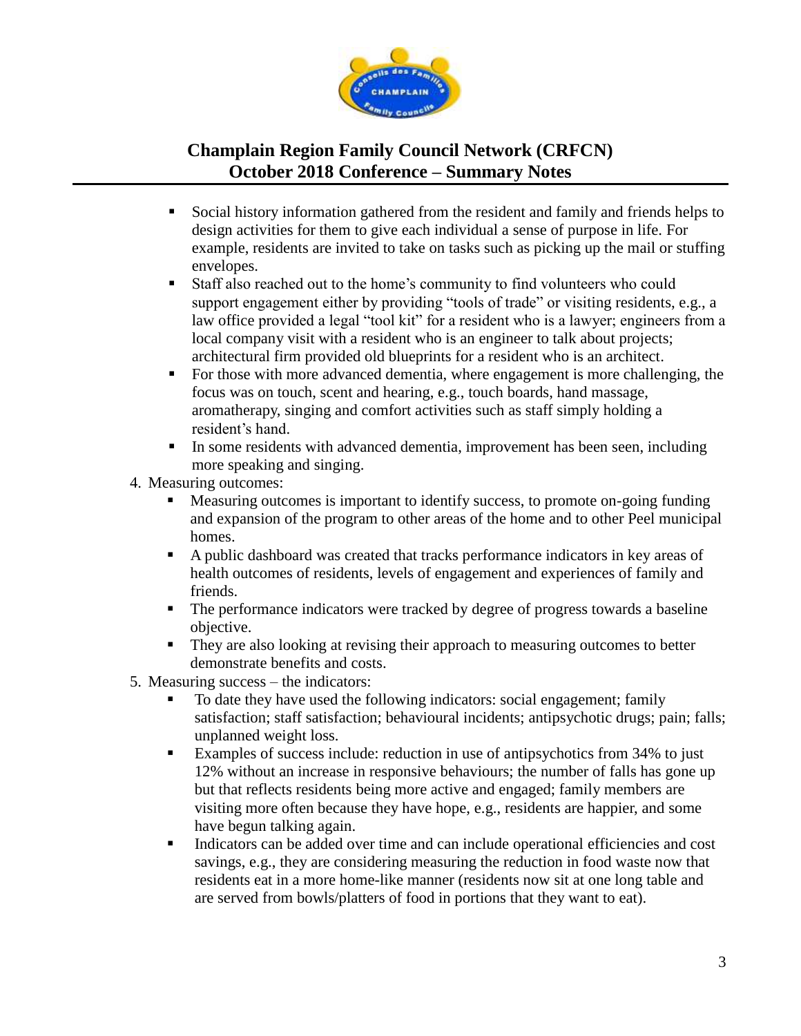- Social history information gathered from the resident and family and friends helps to design activities for them to give each individual a sense of purpose in life. For example, residents are invited to take on tasks such as picking up the mail or stuffing envelopes.
- Staff also reached out to the home's community to find volunteers who could support engagement either by providing "tools of trade" or visiting residents, e.g., a law office provided a legal "tool kit" for a resident who is a lawyer; engineers from a local company visit with a resident who is an engineer to talk about projects; architectural firm provided old blueprints for a resident who is an architect.
- For those with more advanced dementia, where engagement is more challenging, the focus was on touch, scent and hearing, e.g., touch boards, hand massage, aromatherapy, singing and comfort activities such as staff simply holding a resident's hand.
- In some residents with advanced dementia, improvement has been seen, including more speaking and singing.

4. Measuring outcomes:
   - Measuring outcomes is important to identify success, to promote on-going funding and expansion of the program to other areas of the home and to other Peel municipal homes.
   - A public dashboard was created that tracks performance indicators in key areas of health outcomes of residents, levels of engagement and experiences of family and friends.
   - The performance indicators were tracked by degree of progress towards a baseline objective.
   - They are also looking at revising their approach to measuring outcomes to better demonstrate benefits and costs.
5. Measuring success – the indicators:
   - To date they have used the following indicators: social engagement; family satisfaction; staff satisfaction; behavioural incidents; antipsychotic drugs; pain; falls; unplanned weight loss.
   - Examples of success include: reduction in use of antipsychotics from 34% to just 12% without an increase in responsive behaviours; the number of falls has gone up but that reflects residents being more active and engaged; family members are visiting more often because they have hope, e.g., residents are happier, and some have begun talking again.
   - Indicators can be added over time and can include operational efficiencies and cost savings, e.g., they are considering measuring the reduction in food waste now that residents eat in a more home-like manner (residents now sit at one long table and are served from bowls/platters of food in portions that they want to eat).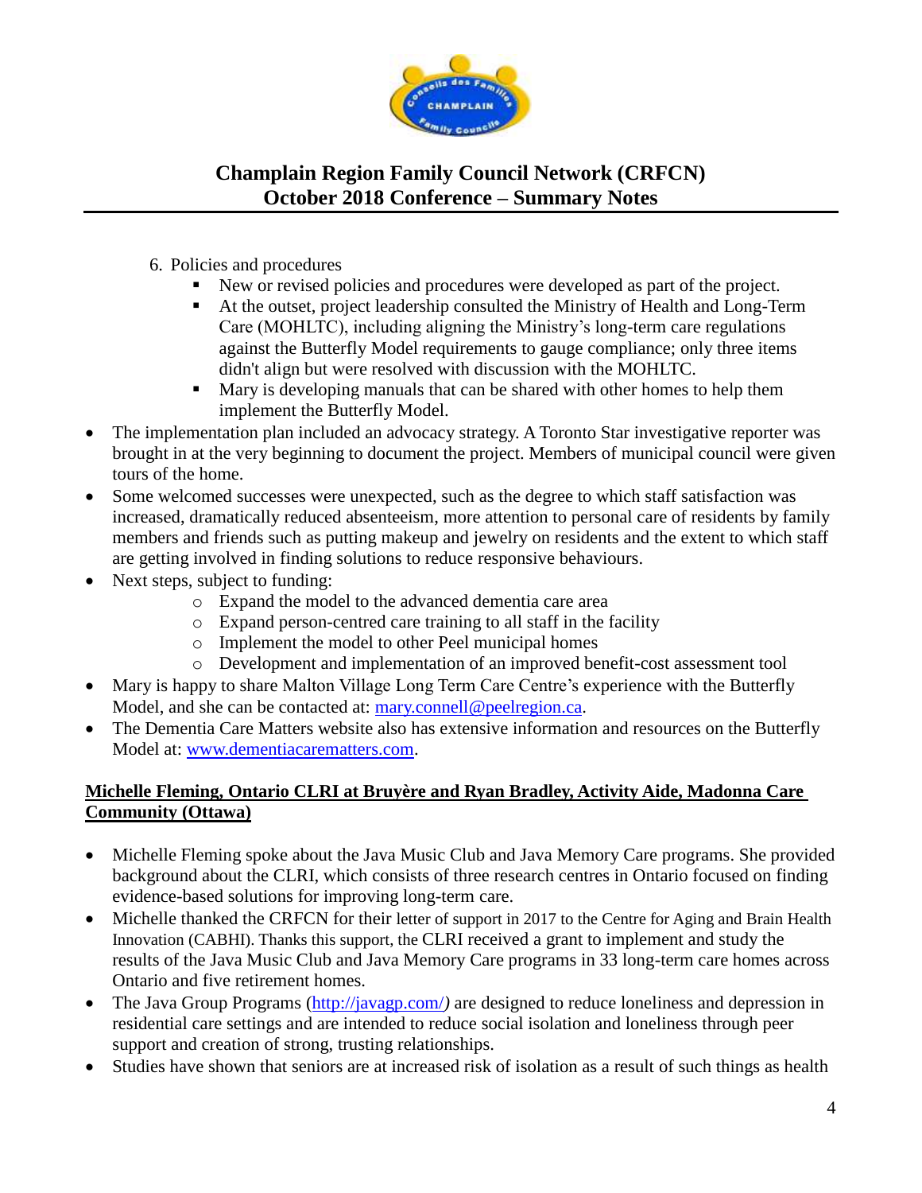6. Policies and procedures
   - New or revised policies and procedures were developed as part of the project.
   - At the outset, project leadership consulted the Ministry of Health and Long-Term Care (MOHLTC), including aligning the Ministry's long-term care regulations against the Butterfly Model requirements to gauge compliance; only three items didn't align but were resolved with discussion with the MOHLTC.
   - Mary is developing manuals that can be shared with other homes to help them implement the Butterfly Model.

- The implementation plan included an advocacy strategy. A Toronto Star investigative reporter was brought in at the very beginning to document the project. Members of municipal council were given tours of the home.
- Some welcomed successes were unexpected, such as the degree to which staff satisfaction was increased, dramatically reduced absenteeism, more attention to personal care of residents by family members and friends such as putting makeup and jewelry on residents and the extent to which staff are getting involved in finding solutions to reduce responsive behaviours.
- Next steps, subject to funding:
  - Expand the model to the advanced dementia care area
  - Expand person-centred care training to all staff in the facility
  - Implement the model to other Peel municipal homes
  - Development and implementation of an improved benefit-cost assessment tool
- Mary is happy to share Malton Village Long Term Care Centre's experience with the Butterfly Model, and she can be contacted at: [mary.connell@peelregion.ca](mailto:mary.connell@peelregion.ca).
- The Dementia Care Matters website also has extensive information and resources on the Butterfly Model at: [www.dementiacarematters.com](http://www.dementiacarematters.com).

**Michelle Fleming, Ontario CLRI at Bruyère and Ryan Bradley, Activity Aide, Madonna Care Community (Ottawa)**

- Michelle Fleming spoke about the Java Music Club and Java Memory Care programs. She provided background about the CLRI, which consists of three research centres in Ontario focused on finding evidence-based solutions for improving long-term care.
- Michelle thanked the CRFCN for their letter of support in 2017 to the Centre for Aging and Brain Health Innovation (CABHI). Thanks this support, the CLRI received a grant to implement and study the results of the Java Music Club and Java Memory Care programs in 33 long-term care homes across Ontario and five retirement homes.
- The Java Group Programs ([http://javagp.com/](http://javagp.com/)) are designed to reduce loneliness and depression in residential care settings and are intended to reduce social isolation and loneliness through peer support and creation of strong, trusting relationships.
- Studies have shown that seniors are at increased risk of isolation as a result of such things as health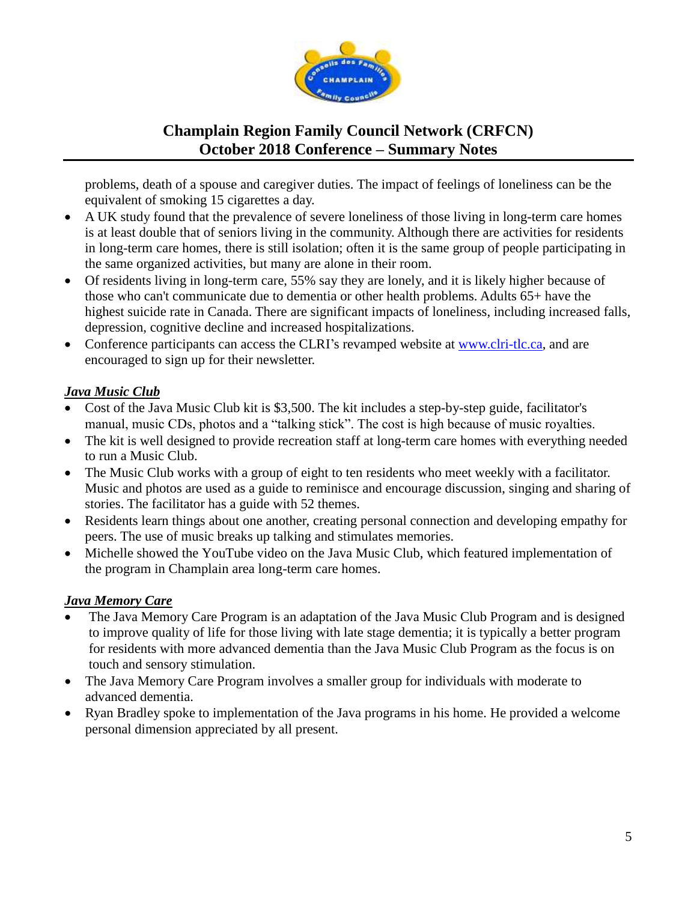problems, death of a spouse and caregiver duties. The impact of feelings of loneliness can be the equivalent of smoking 15 cigarettes a day.

- A UK study found that the prevalence of severe loneliness of those living in long-term care homes is at least double that of seniors living in the community. Although there are activities for residents in long-term care homes, there is still isolation; often it is the same group of people participating in the same organized activities, but many are alone in their room.
- Of residents living in long-term care, 55% say they are lonely, and it is likely higher because of those who can't communicate due to dementia or other health problems. Adults 65+ have the highest suicide rate in Canada. There are significant impacts of loneliness, including increased falls, depression, cognitive decline and increased hospitalizations.
- Conference participants can access the CLRI's revamped website at [www.clri-tlc.ca](http://www.clri-tlc.ca), and are encouraged to sign up for their newsletter.

***Java Music Club***

- Cost of the Java Music Club kit is $3,500. The kit includes a step-by-step guide, facilitator's manual, music CDs, photos and a "talking stick". The cost is high because of music royalties.
- The kit is well designed to provide recreation staff at long-term care homes with everything needed to run a Music Club.
- The Music Club works with a group of eight to ten residents who meet weekly with a facilitator. Music and photos are used as a guide to reminisce and encourage discussion, singing and sharing of stories. The facilitator has a guide with 52 themes.
- Residents learn things about one another, creating personal connection and developing empathy for peers. The use of music breaks up talking and stimulates memories.
- Michelle showed the YouTube video on the Java Music Club, which featured implementation of the program in Champlain area long-term care homes.

***Java Memory Care***

- The Java Memory Care Program is an adaptation of the Java Music Club Program and is designed to improve quality of life for those living with late stage dementia; it is typically a better program for residents with more advanced dementia than the Java Music Club Program as the focus is on touch and sensory stimulation.
- The Java Memory Care Program involves a smaller group for individuals with moderate to advanced dementia.
- Ryan Bradley spoke to implementation of the Java programs in his home. He provided a welcome personal dimension appreciated by all present.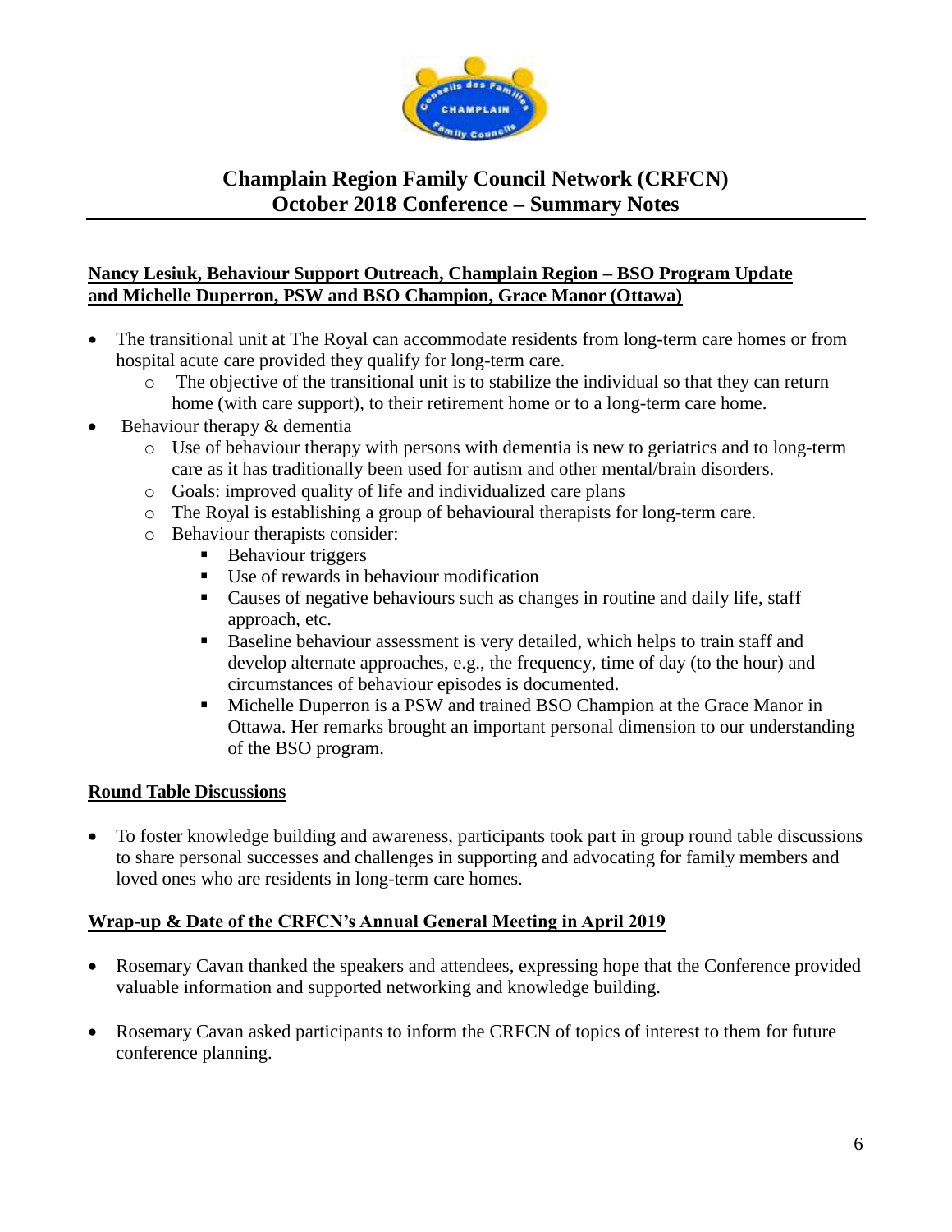# Champlain Region Family Council Network (CRFCN)
# October 2018 Conference – Summary Notes

## Nancy Lesiuk, Behaviour Support Outreach, Champlain Region – BSO Program Update and Michelle Duperron, PSW and BSO Champion, Grace Manor (Ottawa)

- The transitional unit at The Royal can accommodate residents from long-term care homes or from hospital acute care provided they qualify for long-term care.
  - The objective of the transitional unit is to stabilize the individual so that they can return home (with care support), to their retirement home or to a long-term care home.
- Behaviour therapy & dementia
  - Use of behaviour therapy with persons with dementia is new to geriatrics and to long-term care as it has traditionally been used for autism and other mental/brain disorders.
  - Goals: improved quality of life and individualized care plans
  - The Royal is establishing a group of behavioural therapists for long-term care.
  - Behaviour therapists consider:
    - Behaviour triggers
    - Use of rewards in behaviour modification
    - Causes of negative behaviours such as changes in routine and daily life, staff approach, etc.
    - Baseline behaviour assessment is very detailed, which helps to train staff and develop alternate approaches, e.g., the frequency, time of day (to the hour) and circumstances of behaviour episodes is documented.
    - Michelle Duperron is a PSW and trained BSO Champion at the Grace Manor in Ottawa. Her remarks brought an important personal dimension to our understanding of the BSO program.

## Round Table Discussions

- To foster knowledge building and awareness, participants took part in group round table discussions to share personal successes and challenges in supporting and advocating for family members and loved ones who are residents in long-term care homes.

## Wrap-up & Date of the CRFCN's Annual General Meeting in April 2019

- Rosemary Cavan thanked the speakers and attendees, expressing hope that the Conference provided valuable information and supported networking and knowledge building.

- Rosemary Cavan asked participants to inform the CRFCN of topics of interest to them for future conference planning.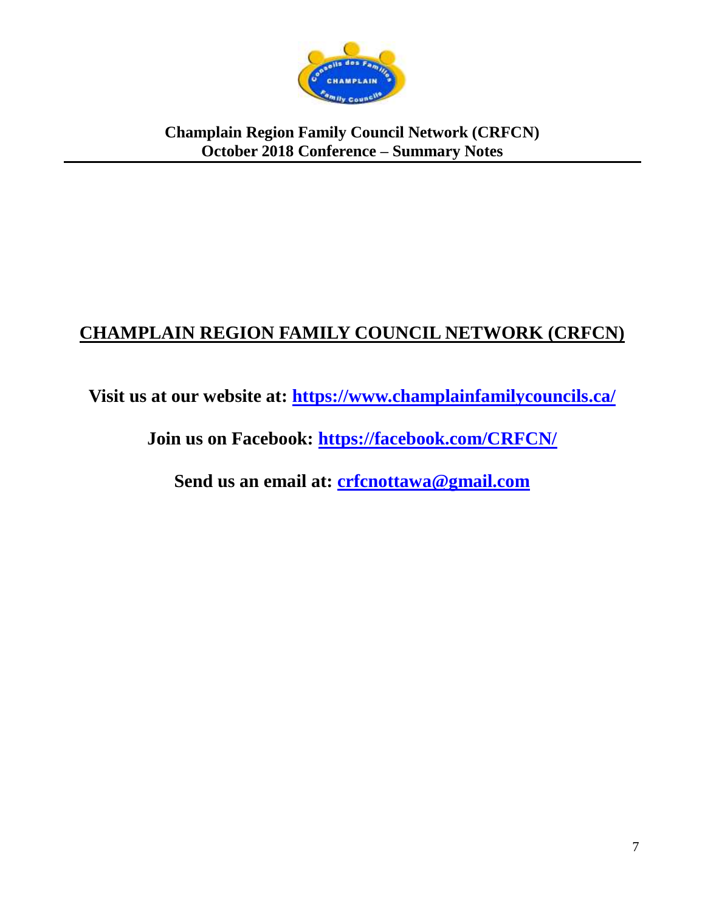## CHAMPLAIN REGION FAMILY COUNCIL NETWORK (CRFCN)

**Visit us at our website at: [https://www.champlainfamilycouncils.ca/](https://www.champlainfamilycouncils.ca/)**

**Join us on Facebook: [https://facebook.com/CRFCN/](https://facebook.com/CRFCN/)**

**Send us an email at: [crfcnottawa@gmail.com](mailto:crfcnottawa@gmail.com)**